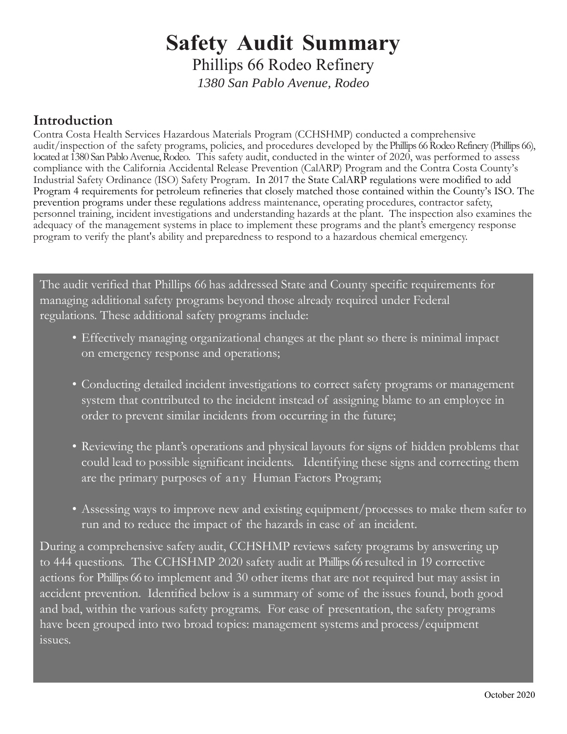# Safety Audit Summary

## Phillips 66 Rodeo Refinery

*1380 San Pablo Avenue, Rodeo*

### Introduction

Contra Costa Health Services Hazardous Materials Program (CCHSHMP) conducted a comprehensive audit/inspection of the safety programs, policies, and procedures developed by the Phillips 66 Rodeo Refinery (Phillips 66), located at 1380 San Pablo Avenue, Rodeo. This safety audit, conducted in the winter of 2020, was performed to assess compliance with the California Accidental Release Prevention (CalARP) Program and the Contra Costa County's Industrial Safety Ordinance (ISO) Safety Program. In 2017 the State CalARP regulations were modified to add Program 4 requirements for petroleum refineries that closely matched those contained within the County's ISO. The prevention programs under these regulations address maintenance, operating procedures, contractor safety, personnel training, incident investigations and understanding hazards at the plant. The inspection also examines the adequacy of the management systems in place to implement these programs and the plant's emergency response program to verify the plant's ability and preparedness to respond to a hazardous chemical emergency.

The audit verified that Phillips 66 has addressed State and County specific requirements for managing additional safety programs beyond those already required under Federal regulations. These additional safety programs include:

- Effectively managing organizational changes at the plant so there is minimal impact on emergency response and operations;
- Conducting detailed incident investigations to correct safety programs or management system that contributed to the incident instead of assigning blame to an employee in order to prevent similar incidents from occurring in the future;
- Reviewing the plant's operations and physical layouts for signs of hidden problems that could lead to possible significant incidents. Identifying these signs and correcting them are the primary purposes of any Human Factors Program;
- Assessing ways to improve new and existing equipment/processes to make them safer to run and to reduce the impact of the hazards in case of an incident.

During a comprehensive safety audit, CCHSHMP reviews safety programs by answering up to 444 questions. The CCHSHMP 2020 safety audit at Phillips 66 resulted in 19 corrective actions for Phillips 66 to implement and 30 other items that are not required but may assist in accident prevention. Identified below is a summary of some of the issues found, both good and bad, within the various safety programs. For ease of presentation, the safety programs have been grouped into two broad topics: management systems and process/equipment issues.

October 2020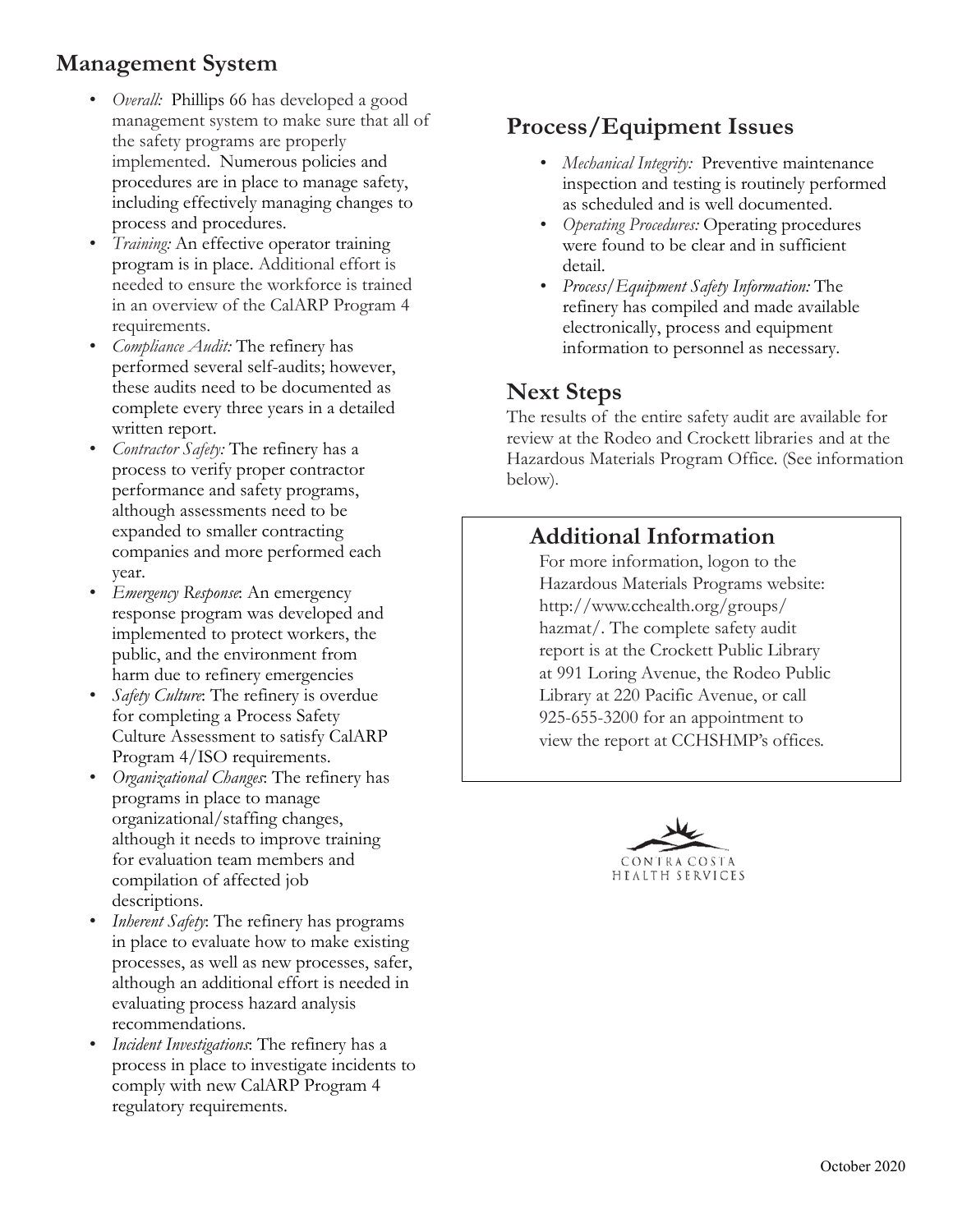## Management System

- *Overall:* Phillips 66 has developed a good management system to make sure that all of the safety programs are properly implemented. Numerous policies and procedures are in place to manage safety, including effectively managing changes to process and procedures.
- *Training:* An effective operator training program is in place. Additional effort is needed to ensure the workforce is trained in an overview of the CalARP Program 4 requirements.
- *Compliance Audit:* The refinery has performed several self-audits; however, these audits need to be documented as complete every three years in a detailed written report.
- *Contractor Safety:* The refinery has a process to verify proper contractor performance and safety programs, although assessments need to be expanded to smaller contracting companies and more performed each year.
- *Emergency Response*: An emergency response program was developed and implemented to protect workers, the public, and the environment from harm due to refinery emergencies
- *Safety Culture*: The refinery is overdue for completing a Process Safety Culture Assessment to satisfy CalARP Program 4/ISO requirements.
- *Organizational Changes*: The refinery has programs in place to manage organizational/staffing changes, although it needs to improve training for evaluation team members and compilation of affected job descriptions.
- *Inherent Safety*: The refinery has programs in place to evaluate how to make existing processes, as well as new processes, safer, although an additional effort is needed in evaluating process hazard analysis recommendations.
- *Incident Investigations*: The refinery has a process in place to investigate incidents to comply with new CalARP Program 4 regulatory requirements.

## Process/Equipment Issues

- *Mechanical Integrity:* Preventive maintenance inspection and testing is routinely performed as scheduled and is well documented.
- *Operating Procedures:* Operating procedures were found to be clear and in sufficient detail.
- *Process/Equipment Safety Information:* The refinery has compiled and made available electronically, process and equipment information to personnel as necessary.

## Next Steps

The results of the entire safety audit are available for review at the Rodeo and Crockett libraries and at the Hazardous Materials Program Office. (See information below).

### Additional Information

For more information, logon to the Hazardous Materials Programs website: http://www.cchealth.org/groups/hazmat/. The complete safety audit report is at the Crockett Public Library at 991 Loring Avenue, the Rodeo Public Library at 220 Pacific Avenue, or call 925-655-3200 for an appointment to view the report at CCHSHMP's offices.

CONTRA COSTA
HEALTH SERVICES

October 2020